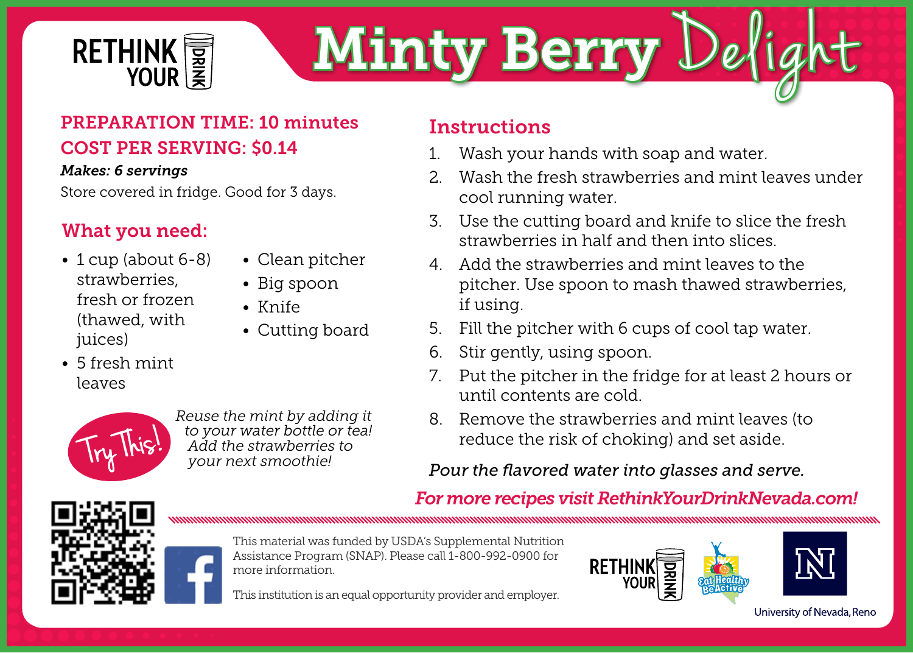RETHINK YOUR DRINK

# Minty Berry Delight

**PREPARATION TIME: 10 minutes**

**COST PER SERVING: $0.14**

***Makes: 6 servings***

Store covered in fridge. Good for 3 days.

## What you need:

- 1 cup (about 6-8) strawberries, fresh or frozen (thawed, with juices)
- 5 fresh mint leaves
- Clean pitcher
- Big spoon
- Knife
- Cutting board

**Try This!** *Reuse the mint by adding it to your water bottle or tea! Add the strawberries to your next smoothie!*

## Instructions

1. Wash your hands with soap and water.
2. Wash the fresh strawberries and mint leaves under cool running water.
3. Use the cutting board and knife to slice the fresh strawberries in half and then into slices.
4. Add the strawberries and mint leaves to the pitcher. Use spoon to mash thawed strawberries, if using.
5. Fill the pitcher with 6 cups of cool tap water.
6. Stir gently, using spoon.
7. Put the pitcher in the fridge for at least 2 hours or until contents are cold.
8. Remove the strawberries and mint leaves (to reduce the risk of choking) and set aside.

*Pour the flavored water into glasses and serve.*

***For more recipes visit RethinkYourDrinkNevada.com!***

This material was funded by USDA's Supplemental Nutrition Assistance Program (SNAP). Please call 1-800-992-0900 for more information.

This institution is an equal opportunity provider and employer.

RETHINK YOUR DRINK | Eat Healthy Be Active | University of Nevada, Reno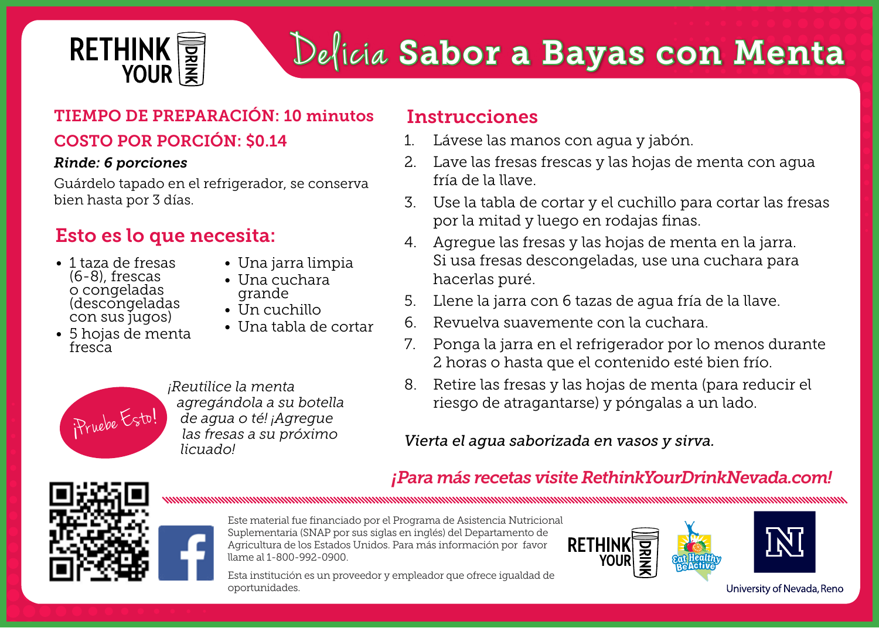# Delicia Sabor a Bayas con Menta

**TIEMPO DE PREPARACIÓN: 10 minutos**

**COSTO POR PORCIÓN: $0.14**

***Rinde: 6 porciones***

Guárdelo tapado en el refrigerador, se conserva bien hasta por 3 días.

## Esto es lo que necesita:

- 1 taza de fresas (6-8), frescas o congeladas (descongeladas con sus jugos)
- 5 hojas de menta fresca
- Una jarra limpia
- Una cuchara grande
- Un cuchillo
- Una tabla de cortar

¡Pruebe Esto!

*¡Reutilice la menta agregándola a su botella de agua o té! ¡Agregue las fresas a su próximo licuado!*

## Instrucciones

1. Lávese las manos con agua y jabón.
2. Lave las fresas frescas y las hojas de menta con agua fría de la llave.
3. Use la tabla de cortar y el cuchillo para cortar las fresas por la mitad y luego en rodajas finas.
4. Agregue las fresas y las hojas de menta en la jarra. Si usa fresas descongeladas, use una cuchara para hacerlas puré.
5. Llene la jarra con 6 tazas de agua fría de la llave.
6. Revuelva suavemente con la cuchara.
7. Ponga la jarra en el refrigerador por lo menos durante 2 horas o hasta que el contenido esté bien frío.
8. Retire las fresas y las hojas de menta (para reducir el riesgo de atragantarse) y póngalas a un lado.

*Vierta el agua saborizada en vasos y sirva.*

***¡Para más recetas visite RethinkYourDrinkNevada.com!***

Este material fue financiado por el Programa de Asistencia Nutricional Suplementaria (SNAP por sus siglas en inglés) del Departamento de Agricultura de los Estados Unidos. Para más información por favor llame al 1-800-992-0900.

Esta institución es un proveedor y empleador que ofrece igualdad de oportunidades.

University of Nevada, Reno